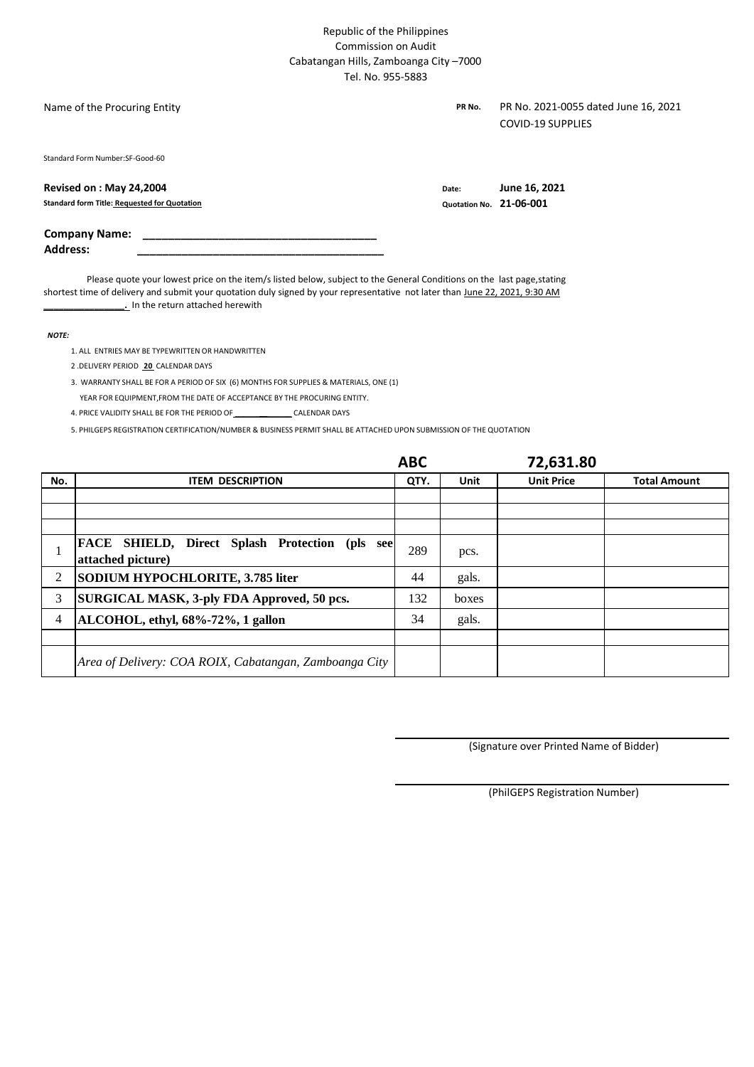Republic of the Philippines
Commission on Audit
Cabatangan Hills, Zamboanga City –7000
Tel. No. 955-5883

Name of the Procuring Entity

**PR No.** PR No. 2021-0055 dated June 16, 2021
COVID-19 SUPPLIES

Standard Form Number:SF-Good-60

**Revised on : May 24,2004**
**Standard form Title: Requested for Quotation**

**Date:** **June 16, 2021**
**Quotation No.** **21-06-001**

**Company Name:** ______________________________________
**Address:** ________________________________________

Please quote your lowest price on the item/s listed below, subject to the General Conditions on the last page,stating shortest time of delivery and submit your quotation duly signed by your representative not later than June 22, 2021, 9:30 AM _______________. In the return attached herewith

***NOTE:***

1. ALL ENTRIES MAY BE TYPEWRITTEN OR HANDWRITTEN
2. DELIVERY PERIOD **20** CALENDAR DAYS
3. WARRANTY SHALL BE FOR A PERIOD OF SIX (6) MONTHS FOR SUPPLIES & MATERIALS, ONE (1) YEAR FOR EQUIPMENT,FROM THE DATE OF ACCEPTANCE BY THE PROCURING ENTITY.
4. PRICE VALIDITY SHALL BE FOR THE PERIOD OF ____________ CALENDAR DAYS
5. PHILGEPS REGISTRATION CERTIFICATION/NUMBER & BUSINESS PERMIT SHALL BE ATTACHED UPON SUBMISSION OF THE QUOTATION

| | | **ABC** | | **72,631.80** | |
|---|---|---|---|---|---|
| **No.** | **ITEM DESCRIPTION** | **QTY.** | **Unit** | **Unit Price** | **Total Amount** |
| | | | | | |
| | | | | | |
| | | | | | |
| 1 | **FACE SHIELD, Direct Splash Protection (pls see attached picture)** | 289 | pcs. | | |
| 2 | **SODIUM HYPOCHLORITE, 3.785 liter** | 44 | gals. | | |
| 3 | **SURGICAL MASK, 3-ply FDA Approved, 50 pcs.** | 132 | boxes | | |
| 4 | **ALCOHOL, ethyl, 68%-72%, 1 gallon** | 34 | gals. | | |
| | | | | | |
| | *Area of Delivery: COA ROIX, Cabatangan, Zamboanga City* | | | | |

______________________________________
(Signature over Printed Name of Bidder)

______________________________________
(PhilGEPS Registration Number)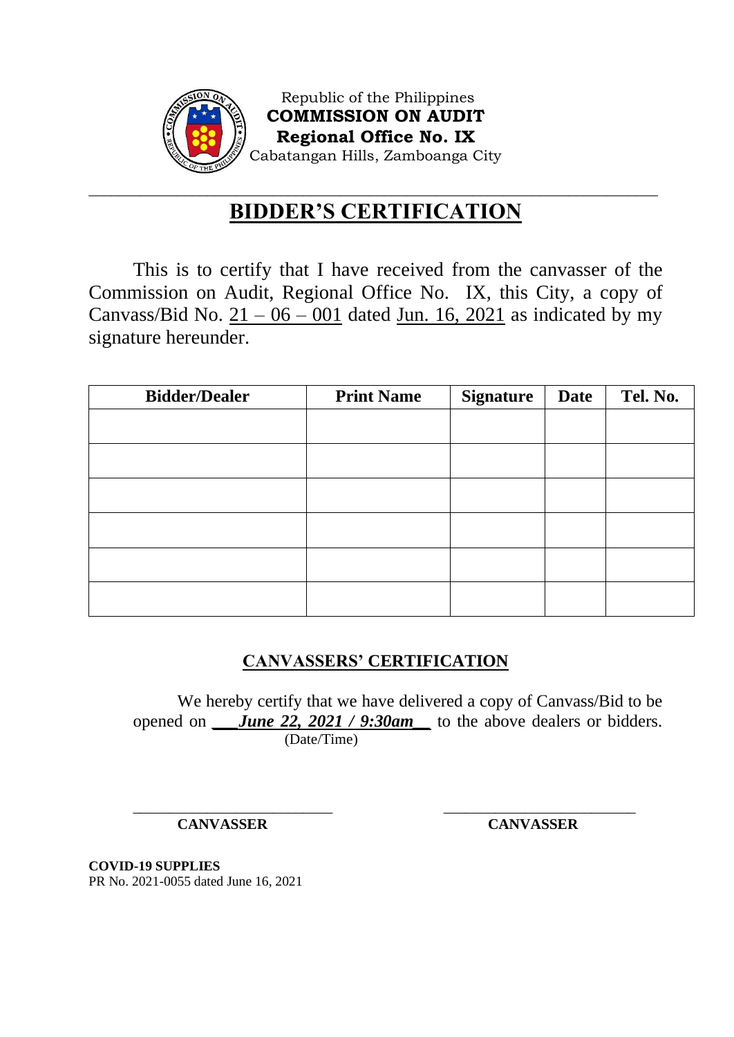Republic of the Philippines
**COMMISSION ON AUDIT**
**Regional Office No. IX**
Cabatangan Hills, Zamboanga City

# BIDDER'S CERTIFICATION

This is to certify that I have received from the canvasser of the Commission on Audit, Regional Office No. IX, this City, a copy of Canvass/Bid No. 21 – 06 – 001 dated Jun. 16, 2021 as indicated by my signature hereunder.

| Bidder/Dealer | Print Name | Signature | Date | Tel. No. |
|---|---|---|---|---|
| | | | | |
| | | | | |
| | | | | |
| | | | | |
| | | | | |
| | | | | |

## CANVASSERS' CERTIFICATION

We hereby certify that we have delivered a copy of Canvass/Bid to be opened on ***June 22, 2021 / 9:30am*** to the above dealers or bidders.
(Date/Time)

_________________________ **CANVASSER**

_________________________ **CANVASSER**

**COVID-19 SUPPLIES**
PR No. 2021-0055 dated June 16, 2021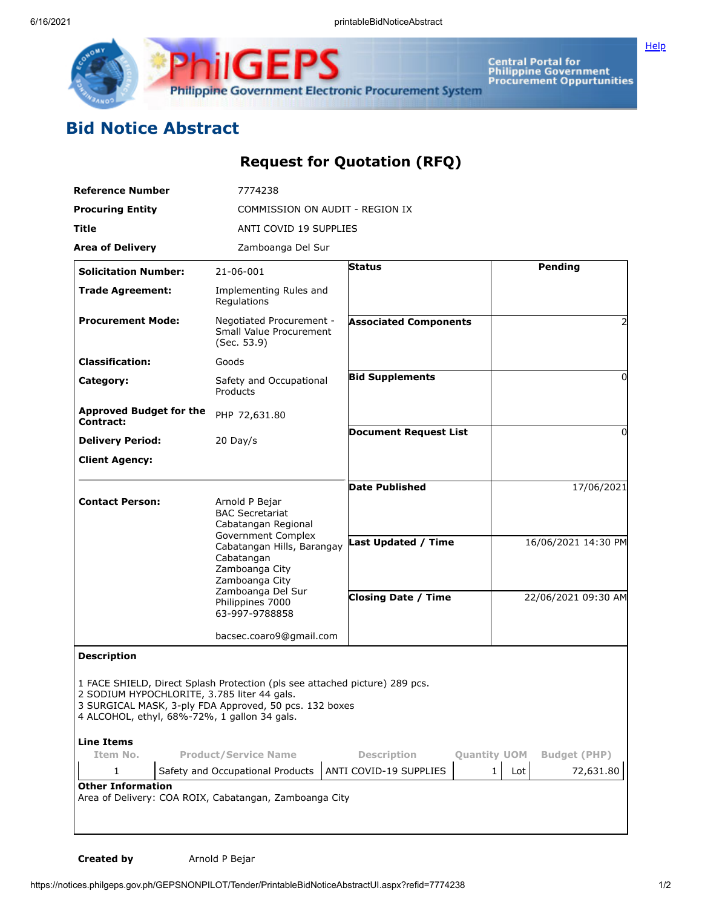# Bid Notice Abstract

## Request for Quotation (RFQ)

| | |
|---|---|
| **Reference Number** | 7774238 |
| **Procuring Entity** | COMMISSION ON AUDIT - REGION IX |
| **Title** | ANTI COVID 19 SUPPLIES |
| **Area of Delivery** | Zamboanga Del Sur |

| | | | |
|---|---|---|---|
| **Solicitation Number:** | 21-06-001 | **Status** | Pending |
| **Trade Agreement:** | Implementing Rules and Regulations | | |
| **Procurement Mode:** | Negotiated Procurement - Small Value Procurement (Sec. 53.9) | **Associated Components** | 2 |
| **Classification:** | Goods | | |
| **Category:** | Safety and Occupational Products | **Bid Supplements** | 0 |
| **Approved Budget for the Contract:** | PHP 72,631.80 | | |
| **Delivery Period:** | 20 Day/s | **Document Request List** | 0 |
| **Client Agency:** | | | |
| | | **Date Published** | 17/06/2021 |
| **Contact Person:** | Arnold P Bejar<br>BAC Secretariat<br>Cabatangan Regional Government Complex<br>Cabatangan Hills, Barangay Cabatangan<br>Zamboanga City<br>Zamboanga City<br>Zamboanga Del Sur<br>Philippines 7000<br>63-997-9788858<br><br>bacsec.coaro9@gmail.com | **Last Updated / Time** | 16/06/2021 14:30 PM |
| | | **Closing Date / Time** | 22/06/2021 09:30 AM |

**Description**

1 FACE SHIELD, Direct Splash Protection (pls see attached picture) 289 pcs.
2 SODIUM HYPOCHLORITE, 3.785 liter 44 gals.
3 SURGICAL MASK, 3-ply FDA Approved, 50 pcs. 132 boxes
4 ALCOHOL, ethyl, 68%-72%, 1 gallon 34 gals.

**Line Items**

| Item No. | Product/Service Name | Description | Quantity | UOM | Budget (PHP) |
|---|---|---|---|---|---|
| 1 | Safety and Occupational Products | ANTI COVID-19 SUPPLIES | 1 | Lot | 72,631.80 |

**Other Information**

Area of Delivery: COA ROIX, Cabatangan, Zamboanga City

**Created by** Arnold P Bejar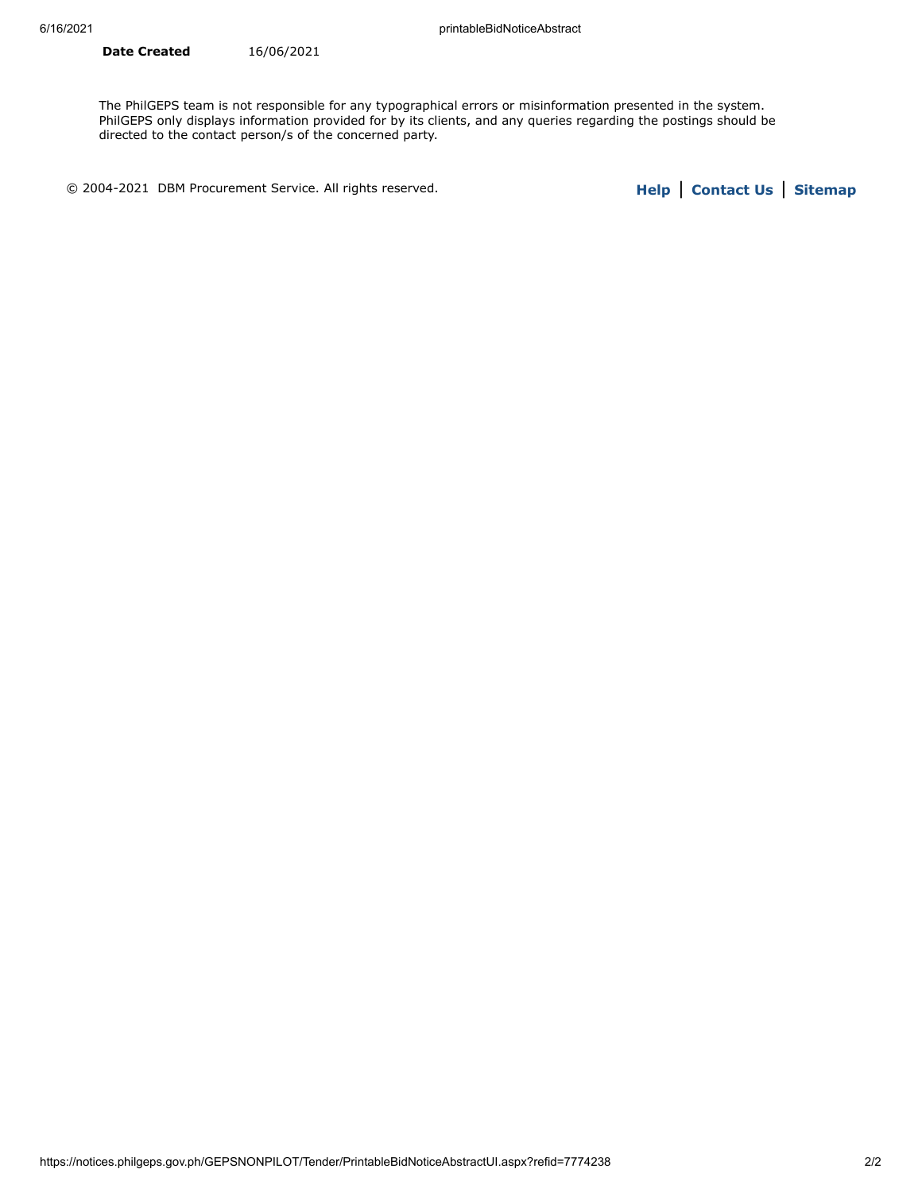| | |
|---|---|
| **Date Created** | 16/06/2021 |

The PhilGEPS team is not responsible for any typographical errors or misinformation presented in the system. PhilGEPS only displays information provided for by its clients, and any queries regarding the postings should be directed to the contact person/s of the concerned party.

© 2004-2021 DBM Procurement Service. All rights reserved.

**Help** | **Contact Us** | **Sitemap**